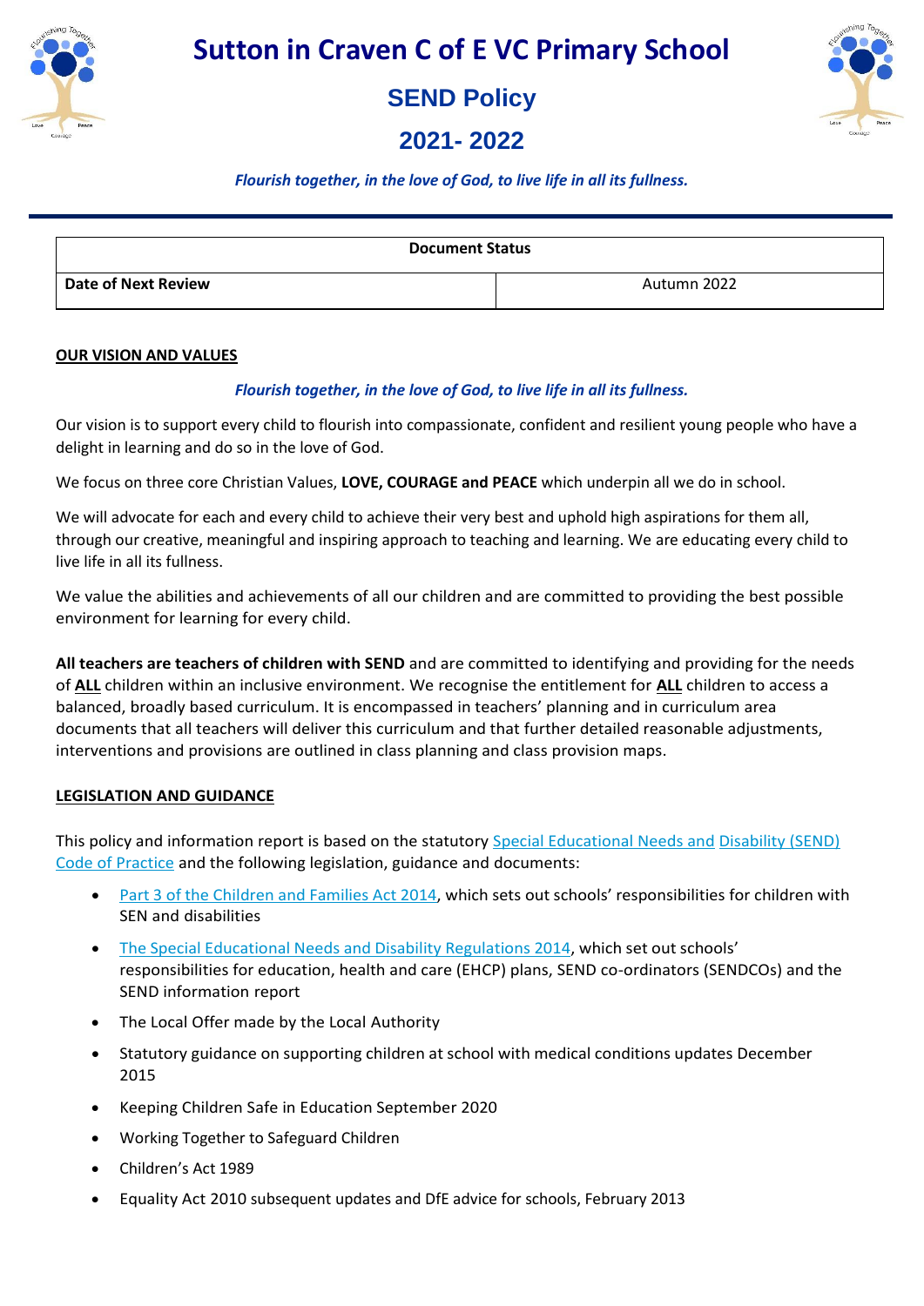# Sutton in Craven C of E VC Primary School

## SEND Policy

## 2021- 2022

*Flourish together, in the love of God, to live life in all its fullness.*

| Document Status | |
|---|---|
| **Date of Next Review** | Autumn 2022 |

**OUR VISION AND VALUES**

*Flourish together, in the love of God, to live life in all its fullness.*

Our vision is to support every child to flourish into compassionate, confident and resilient young people who have a delight in learning and do so in the love of God.

We focus on three core Christian Values, **LOVE, COURAGE and PEACE** which underpin all we do in school.

We will advocate for each and every child to achieve their very best and uphold high aspirations for them all, through our creative, meaningful and inspiring approach to teaching and learning. We are educating every child to live life in all its fullness.

We value the abilities and achievements of all our children and are committed to providing the best possible environment for learning for every child.

**All teachers are teachers of children with SEND** and are committed to identifying and providing for the needs of **ALL** children within an inclusive environment. We recognise the entitlement for **ALL** children to access a balanced, broadly based curriculum. It is encompassed in teachers' planning and in curriculum area documents that all teachers will deliver this curriculum and that further detailed reasonable adjustments, interventions and provisions are outlined in class planning and class provision maps.

**LEGISLATION AND GUIDANCE**

This policy and information report is based on the statutory Special Educational Needs and Disability (SEND) Code of Practice and the following legislation, guidance and documents:

- Part 3 of the Children and Families Act 2014, which sets out schools' responsibilities for children with SEN and disabilities
- The Special Educational Needs and Disability Regulations 2014, which set out schools' responsibilities for education, health and care (EHCP) plans, SEND co-ordinators (SENDCOs) and the SEND information report
- The Local Offer made by the Local Authority
- Statutory guidance on supporting children at school with medical conditions updates December 2015
- Keeping Children Safe in Education September 2020
- Working Together to Safeguard Children
- Children's Act 1989
- Equality Act 2010 subsequent updates and DfE advice for schools, February 2013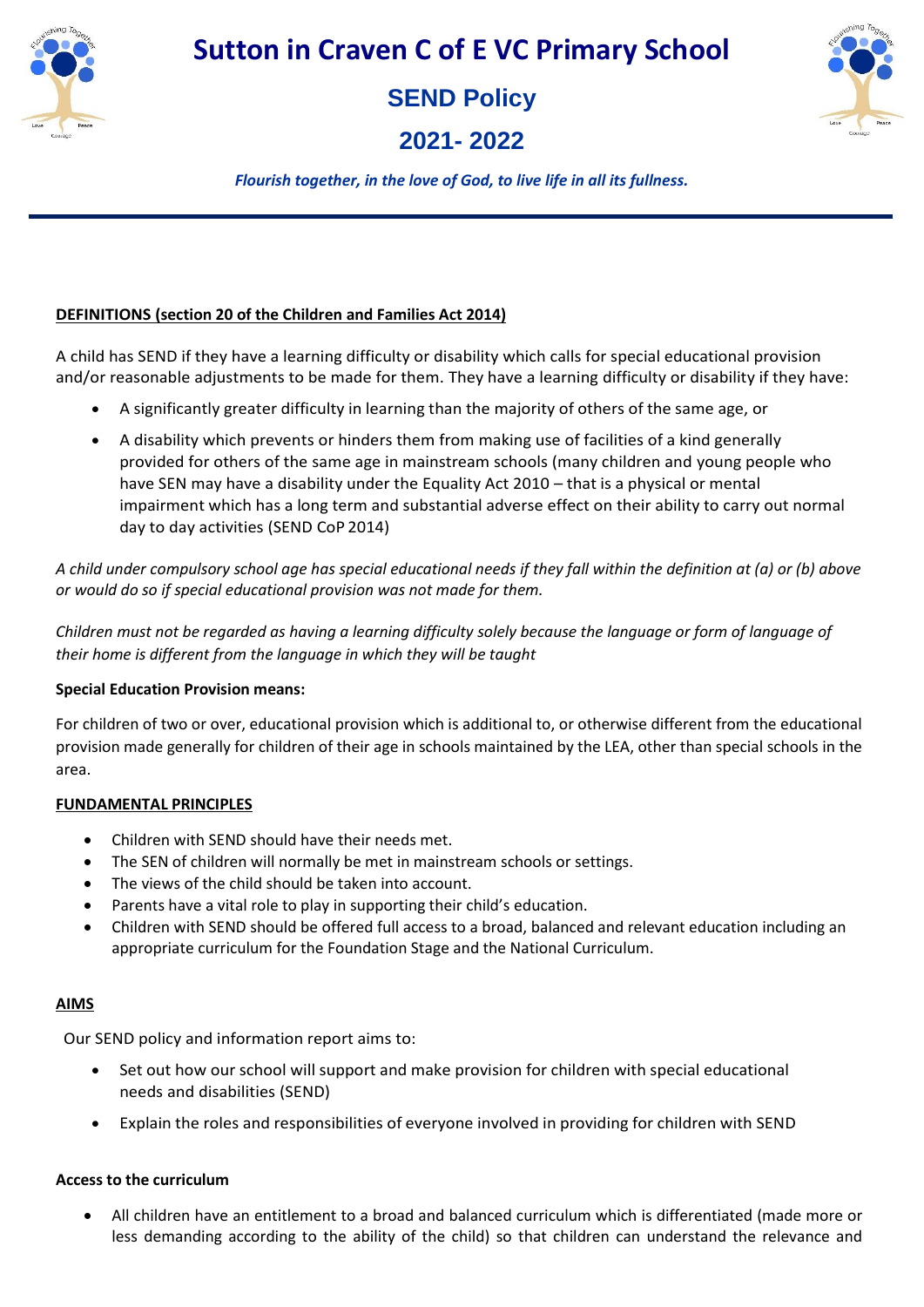# Sutton in Craven C of E VC Primary School

## SEND Policy

## 2021- 2022

*Flourish together, in the love of God, to live life in all its fullness.*

**DEFINITIONS (section 20 of the Children and Families Act 2014)**

A child has SEND if they have a learning difficulty or disability which calls for special educational provision and/or reasonable adjustments to be made for them. They have a learning difficulty or disability if they have:

- A significantly greater difficulty in learning than the majority of others of the same age, or
- A disability which prevents or hinders them from making use of facilities of a kind generally provided for others of the same age in mainstream schools (many children and young people who have SEN may have a disability under the Equality Act 2010 – that is a physical or mental impairment which has a long term and substantial adverse effect on their ability to carry out normal day to day activities (SEND CoP 2014)

*A child under compulsory school age has special educational needs if they fall within the definition at (a) or (b) above or would do so if special educational provision was not made for them.*

*Children must not be regarded as having a learning difficulty solely because the language or form of language of their home is different from the language in which they will be taught*

**Special Education Provision means:**

For children of two or over, educational provision which is additional to, or otherwise different from the educational provision made generally for children of their age in schools maintained by the LEA, other than special schools in the area.

**FUNDAMENTAL PRINCIPLES**

- Children with SEND should have their needs met.
- The SEN of children will normally be met in mainstream schools or settings.
- The views of the child should be taken into account.
- Parents have a vital role to play in supporting their child's education.
- Children with SEND should be offered full access to a broad, balanced and relevant education including an appropriate curriculum for the Foundation Stage and the National Curriculum.

**AIMS**

Our SEND policy and information report aims to:

- Set out how our school will support and make provision for children with special educational needs and disabilities (SEND)
- Explain the roles and responsibilities of everyone involved in providing for children with SEND

**Access to the curriculum**

- All children have an entitlement to a broad and balanced curriculum which is differentiated (made more or less demanding according to the ability of the child) so that children can understand the relevance and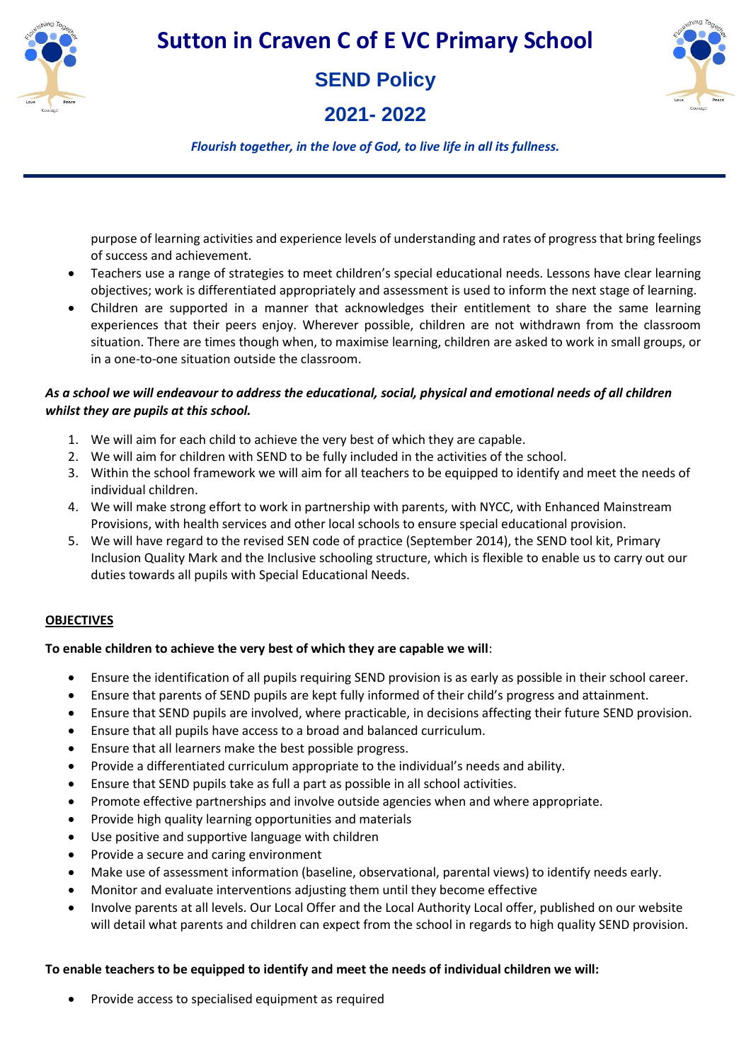purpose of learning activities and experience levels of understanding and rates of progress that bring feelings of success and achievement.

- Teachers use a range of strategies to meet children's special educational needs. Lessons have clear learning objectives; work is differentiated appropriately and assessment is used to inform the next stage of learning.
- Children are supported in a manner that acknowledges their entitlement to share the same learning experiences that their peers enjoy. Wherever possible, children are not withdrawn from the classroom situation. There are times though when, to maximise learning, children are asked to work in small groups, or in a one-to-one situation outside the classroom.

***As a school we will endeavour to address the educational, social, physical and emotional needs of all children whilst they are pupils at this school.***

1. We will aim for each child to achieve the very best of which they are capable.
2. We will aim for children with SEND to be fully included in the activities of the school.
3. Within the school framework we will aim for all teachers to be equipped to identify and meet the needs of individual children.
4. We will make strong effort to work in partnership with parents, with NYCC, with Enhanced Mainstream Provisions, with health services and other local schools to ensure special educational provision.
5. We will have regard to the revised SEN code of practice (September 2014), the SEND tool kit, Primary Inclusion Quality Mark and the Inclusive schooling structure, which is flexible to enable us to carry out our duties towards all pupils with Special Educational Needs.

## OBJECTIVES

**To enable children to achieve the very best of which they are capable we will**:

- Ensure the identification of all pupils requiring SEND provision is as early as possible in their school career.
- Ensure that parents of SEND pupils are kept fully informed of their child's progress and attainment.
- Ensure that SEND pupils are involved, where practicable, in decisions affecting their future SEND provision.
- Ensure that all pupils have access to a broad and balanced curriculum.
- Ensure that all learners make the best possible progress.
- Provide a differentiated curriculum appropriate to the individual's needs and ability.
- Ensure that SEND pupils take as full a part as possible in all school activities.
- Promote effective partnerships and involve outside agencies when and where appropriate.
- Provide high quality learning opportunities and materials
- Use positive and supportive language with children
- Provide a secure and caring environment
- Make use of assessment information (baseline, observational, parental views) to identify needs early.
- Monitor and evaluate interventions adjusting them until they become effective
- Involve parents at all levels. Our Local Offer and the Local Authority Local offer, published on our website will detail what parents and children can expect from the school in regards to high quality SEND provision.

**To enable teachers to be equipped to identify and meet the needs of individual children we will:**

- Provide access to specialised equipment as required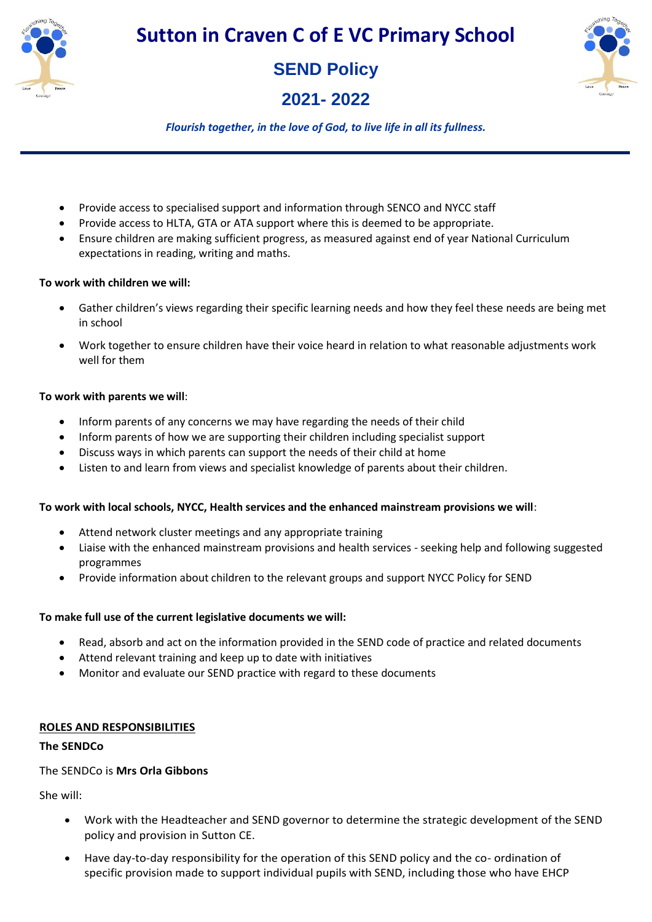- Provide access to specialised support and information through SENCO and NYCC staff
- Provide access to HLTA, GTA or ATA support where this is deemed to be appropriate.
- Ensure children are making sufficient progress, as measured against end of year National Curriculum expectations in reading, writing and maths.

**To work with children we will:**

- Gather children's views regarding their specific learning needs and how they feel these needs are being met in school
- Work together to ensure children have their voice heard in relation to what reasonable adjustments work well for them

**To work with parents we will**:

- Inform parents of any concerns we may have regarding the needs of their child
- Inform parents of how we are supporting their children including specialist support
- Discuss ways in which parents can support the needs of their child at home
- Listen to and learn from views and specialist knowledge of parents about their children.

**To work with local schools, NYCC, Health services and the enhanced mainstream provisions we will**:

- Attend network cluster meetings and any appropriate training
- Liaise with the enhanced mainstream provisions and health services - seeking help and following suggested programmes
- Provide information about children to the relevant groups and support NYCC Policy for SEND

**To make full use of the current legislative documents we will:**

- Read, absorb and act on the information provided in the SEND code of practice and related documents
- Attend relevant training and keep up to date with initiatives
- Monitor and evaluate our SEND practice with regard to these documents

## ROLES AND RESPONSIBILITIES

### The SENDCo

The SENDCo is **Mrs Orla Gibbons**

She will:

- Work with the Headteacher and SEND governor to determine the strategic development of the SEND policy and provision in Sutton CE.
- Have day-to-day responsibility for the operation of this SEND policy and the co- ordination of specific provision made to support individual pupils with SEND, including those who have EHCP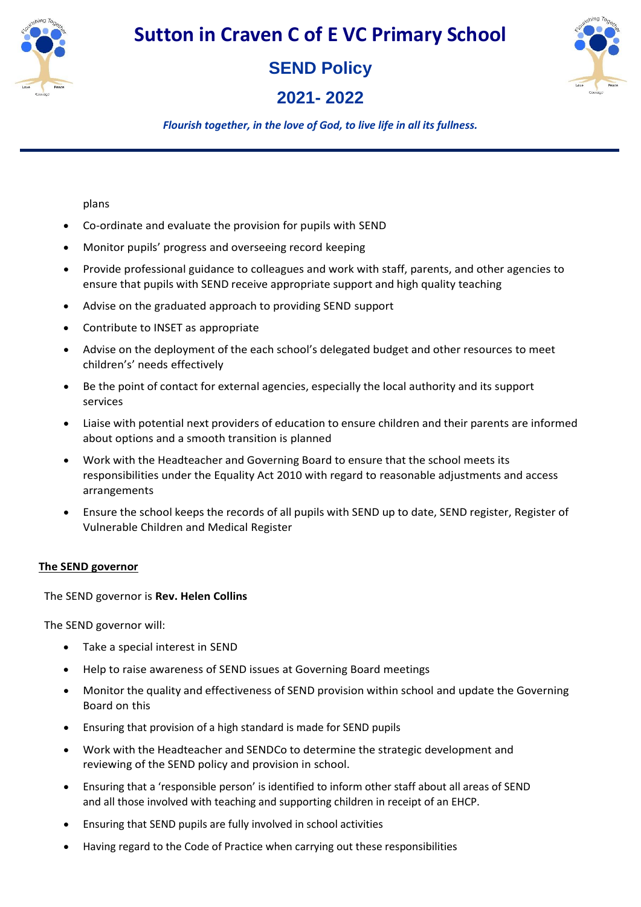plans

- Co-ordinate and evaluate the provision for pupils with SEND
- Monitor pupils' progress and overseeing record keeping
- Provide professional guidance to colleagues and work with staff, parents, and other agencies to ensure that pupils with SEND receive appropriate support and high quality teaching
- Advise on the graduated approach to providing SEND support
- Contribute to INSET as appropriate
- Advise on the deployment of the each school's delegated budget and other resources to meet children's' needs effectively
- Be the point of contact for external agencies, especially the local authority and its support services
- Liaise with potential next providers of education to ensure children and their parents are informed about options and a smooth transition is planned
- Work with the Headteacher and Governing Board to ensure that the school meets its responsibilities under the Equality Act 2010 with regard to reasonable adjustments and access arrangements
- Ensure the school keeps the records of all pupils with SEND up to date, SEND register, Register of Vulnerable Children and Medical Register

**The SEND governor**

The SEND governor is **Rev. Helen Collins**

The SEND governor will:

- Take a special interest in SEND
- Help to raise awareness of SEND issues at Governing Board meetings
- Monitor the quality and effectiveness of SEND provision within school and update the Governing Board on this
- Ensuring that provision of a high standard is made for SEND pupils
- Work with the Headteacher and SENDCo to determine the strategic development and reviewing of the SEND policy and provision in school.
- Ensuring that a 'responsible person' is identified to inform other staff about all areas of SEND and all those involved with teaching and supporting children in receipt of an EHCP.
- Ensuring that SEND pupils are fully involved in school activities
- Having regard to the Code of Practice when carrying out these responsibilities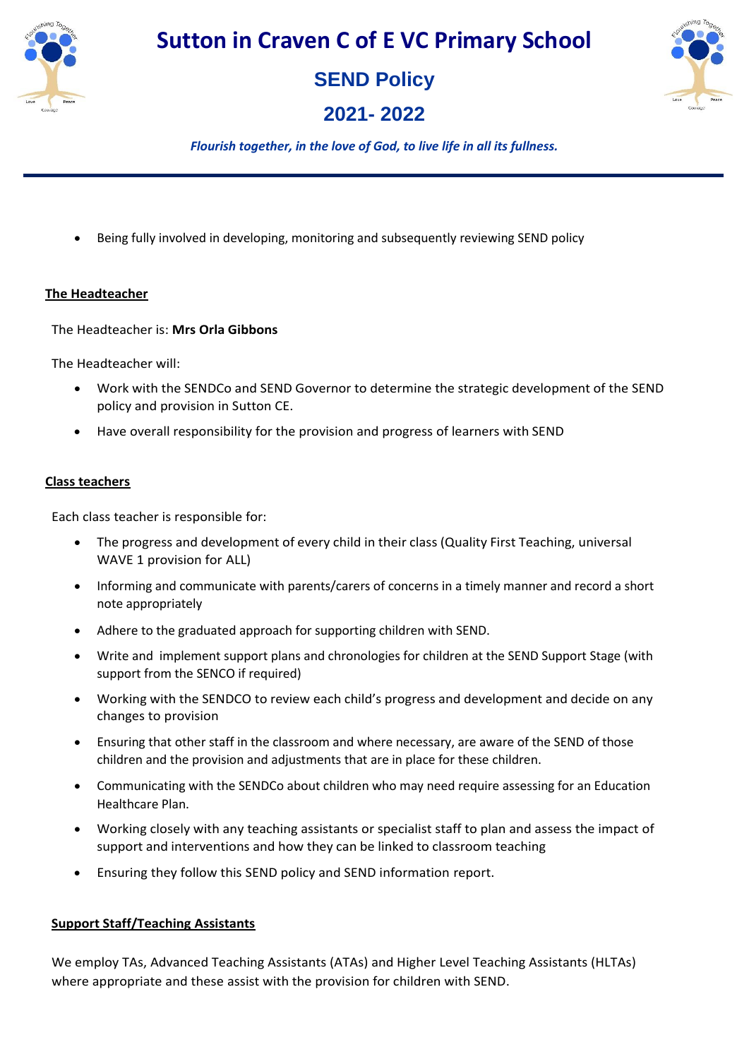- Being fully involved in developing, monitoring and subsequently reviewing SEND policy

**The Headteacher**

The Headteacher is: **Mrs Orla Gibbons**

The Headteacher will:

- Work with the SENDCo and SEND Governor to determine the strategic development of the SEND policy and provision in Sutton CE.
- Have overall responsibility for the provision and progress of learners with SEND

**Class teachers**

Each class teacher is responsible for:

- The progress and development of every child in their class (Quality First Teaching, universal WAVE 1 provision for ALL)
- Informing and communicate with parents/carers of concerns in a timely manner and record a short note appropriately
- Adhere to the graduated approach for supporting children with SEND.
- Write and implement support plans and chronologies for children at the SEND Support Stage (with support from the SENCO if required)
- Working with the SENDCO to review each child's progress and development and decide on any changes to provision
- Ensuring that other staff in the classroom and where necessary, are aware of the SEND of those children and the provision and adjustments that are in place for these children.
- Communicating with the SENDCo about children who may need require assessing for an Education Healthcare Plan.
- Working closely with any teaching assistants or specialist staff to plan and assess the impact of support and interventions and how they can be linked to classroom teaching
- Ensuring they follow this SEND policy and SEND information report.

**Support Staff/Teaching Assistants**

We employ TAs, Advanced Teaching Assistants (ATAs) and Higher Level Teaching Assistants (HLTAs) where appropriate and these assist with the provision for children with SEND.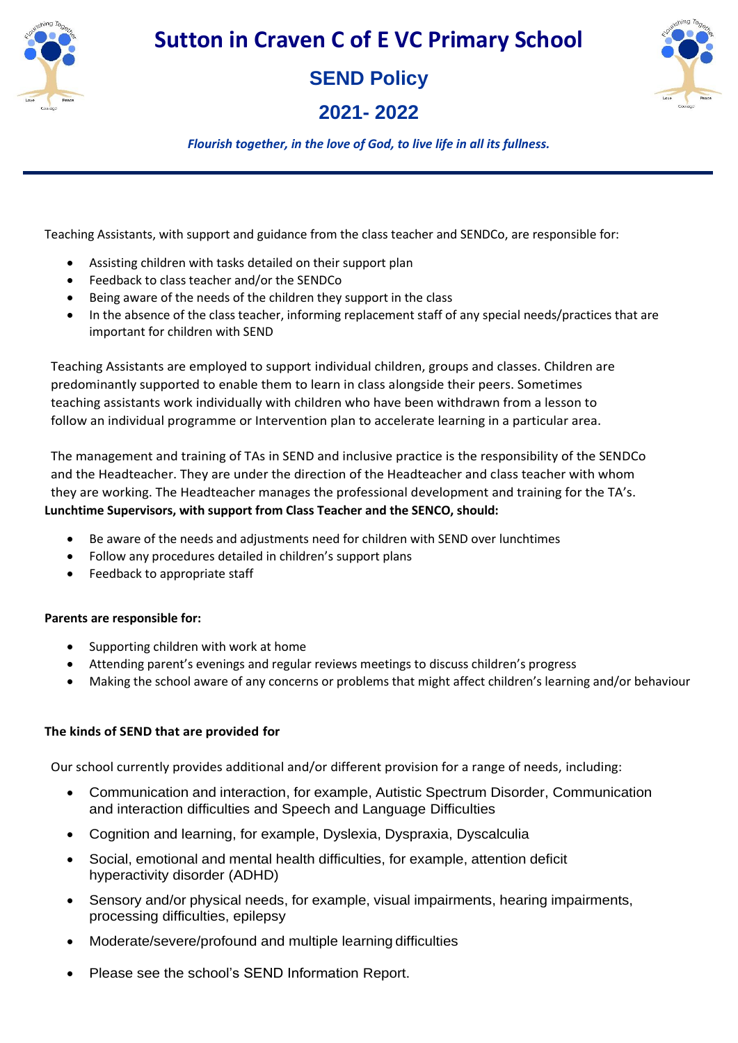Teaching Assistants, with support and guidance from the class teacher and SENDCo, are responsible for:

- Assisting children with tasks detailed on their support plan
- Feedback to class teacher and/or the SENDCo
- Being aware of the needs of the children they support in the class
- In the absence of the class teacher, informing replacement staff of any special needs/practices that are important for children with SEND

Teaching Assistants are employed to support individual children, groups and classes. Children are predominantly supported to enable them to learn in class alongside their peers. Sometimes teaching assistants work individually with children who have been withdrawn from a lesson to follow an individual programme or Intervention plan to accelerate learning in a particular area.

The management and training of TAs in SEND and inclusive practice is the responsibility of the SENDCo and the Headteacher. They are under the direction of the Headteacher and class teacher with whom they are working. The Headteacher manages the professional development and training for the TA's.

**Lunchtime Supervisors, with support from Class Teacher and the SENCO, should:**

- Be aware of the needs and adjustments need for children with SEND over lunchtimes
- Follow any procedures detailed in children's support plans
- Feedback to appropriate staff

**Parents are responsible for:**

- Supporting children with work at home
- Attending parent's evenings and regular reviews meetings to discuss children's progress
- Making the school aware of any concerns or problems that might affect children's learning and/or behaviour

**The kinds of SEND that are provided for**

Our school currently provides additional and/or different provision for a range of needs, including:

- Communication and interaction, for example, Autistic Spectrum Disorder, Communication and interaction difficulties and Speech and Language Difficulties
- Cognition and learning, for example, Dyslexia, Dyspraxia, Dyscalculia
- Social, emotional and mental health difficulties, for example, attention deficit hyperactivity disorder (ADHD)
- Sensory and/or physical needs, for example, visual impairments, hearing impairments, processing difficulties, epilepsy
- Moderate/severe/profound and multiple learning difficulties
- Please see the school's SEND Information Report.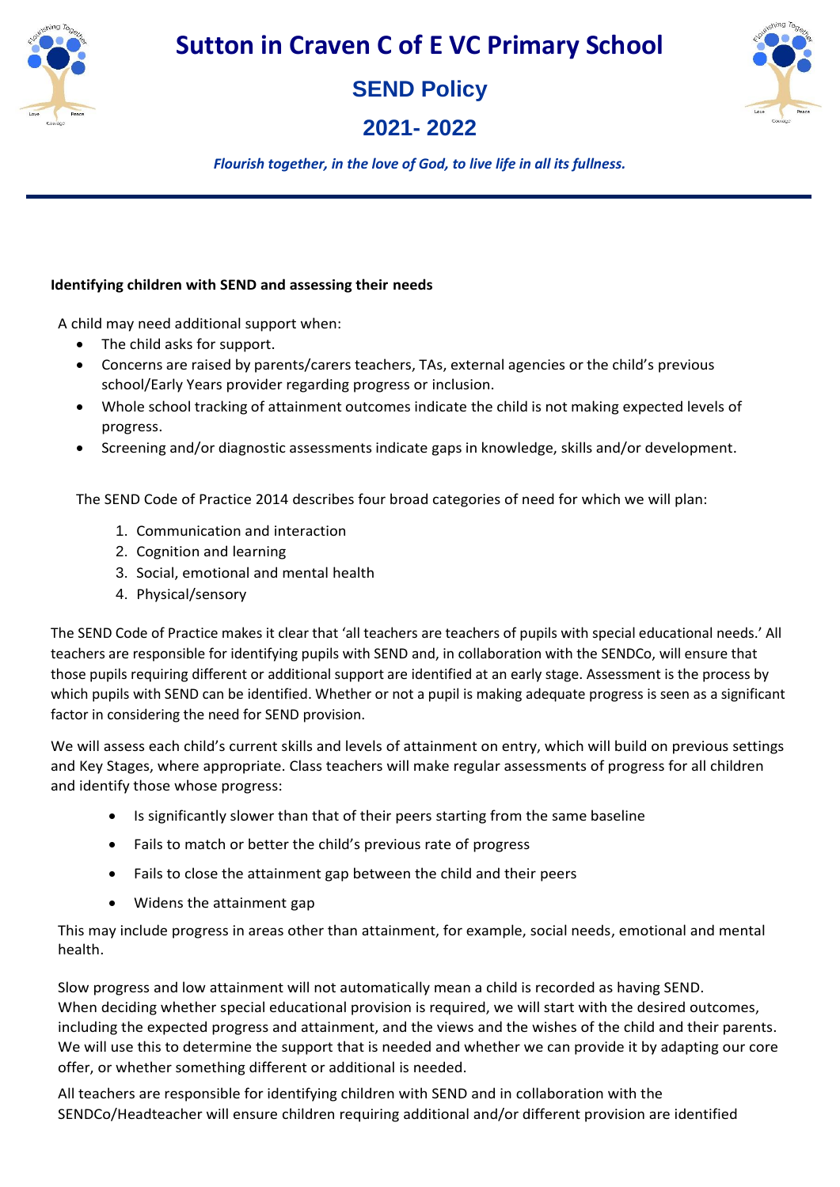**Identifying children with SEND and assessing their needs**

A child may need additional support when:

- The child asks for support.
- Concerns are raised by parents/carers teachers, TAs, external agencies or the child's previous school/Early Years provider regarding progress or inclusion.
- Whole school tracking of attainment outcomes indicate the child is not making expected levels of progress.
- Screening and/or diagnostic assessments indicate gaps in knowledge, skills and/or development.

The SEND Code of Practice 2014 describes four broad categories of need for which we will plan:

1. Communication and interaction
2. Cognition and learning
3. Social, emotional and mental health
4. Physical/sensory

The SEND Code of Practice makes it clear that 'all teachers are teachers of pupils with special educational needs.' All teachers are responsible for identifying pupils with SEND and, in collaboration with the SENDCo, will ensure that those pupils requiring different or additional support are identified at an early stage. Assessment is the process by which pupils with SEND can be identified. Whether or not a pupil is making adequate progress is seen as a significant factor in considering the need for SEND provision.

We will assess each child's current skills and levels of attainment on entry, which will build on previous settings and Key Stages, where appropriate. Class teachers will make regular assessments of progress for all children and identify those whose progress:

- Is significantly slower than that of their peers starting from the same baseline
- Fails to match or better the child's previous rate of progress
- Fails to close the attainment gap between the child and their peers
- Widens the attainment gap

This may include progress in areas other than attainment, for example, social needs, emotional and mental health.

Slow progress and low attainment will not automatically mean a child is recorded as having SEND. When deciding whether special educational provision is required, we will start with the desired outcomes, including the expected progress and attainment, and the views and the wishes of the child and their parents. We will use this to determine the support that is needed and whether we can provide it by adapting our core offer, or whether something different or additional is needed.

All teachers are responsible for identifying children with SEND and in collaboration with the SENDCo/Headteacher will ensure children requiring additional and/or different provision are identified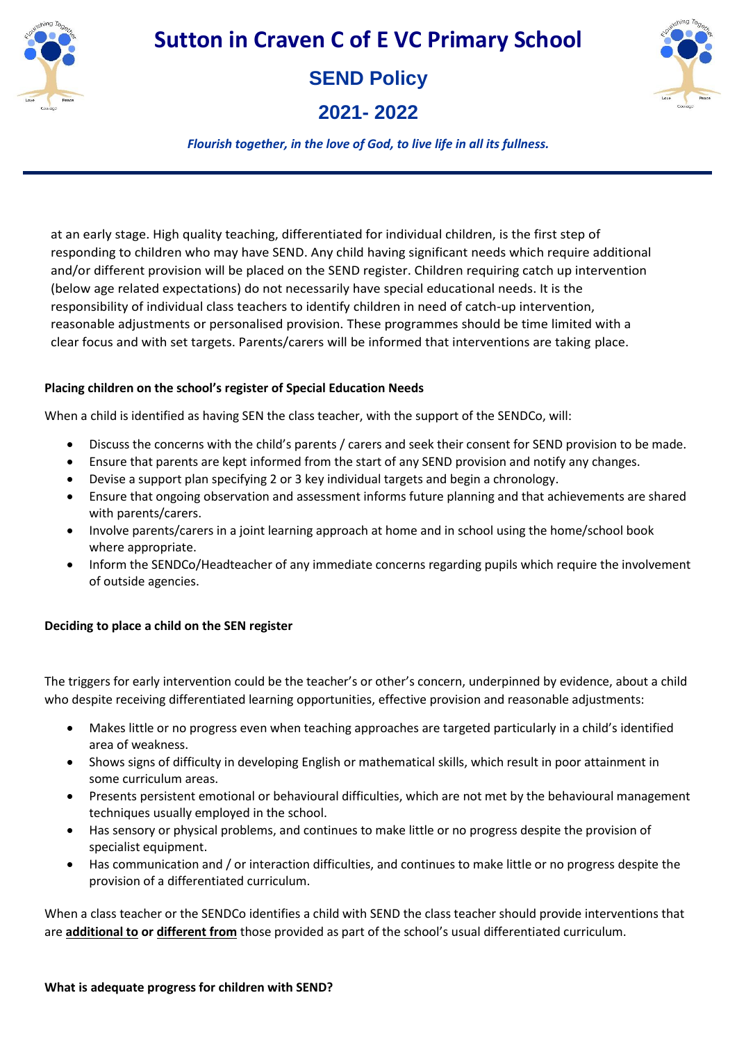at an early stage. High quality teaching, differentiated for individual children, is the first step of responding to children who may have SEND. Any child having significant needs which require additional and/or different provision will be placed on the SEND register. Children requiring catch up intervention (below age related expectations) do not necessarily have special educational needs. It is the responsibility of individual class teachers to identify children in need of catch-up intervention, reasonable adjustments or personalised provision. These programmes should be time limited with a clear focus and with set targets. Parents/carers will be informed that interventions are taking place.

**Placing children on the school's register of Special Education Needs**

When a child is identified as having SEN the class teacher, with the support of the SENDCo, will:

- Discuss the concerns with the child's parents / carers and seek their consent for SEND provision to be made.
- Ensure that parents are kept informed from the start of any SEND provision and notify any changes.
- Devise a support plan specifying 2 or 3 key individual targets and begin a chronology.
- Ensure that ongoing observation and assessment informs future planning and that achievements are shared with parents/carers.
- Involve parents/carers in a joint learning approach at home and in school using the home/school book where appropriate.
- Inform the SENDCo/Headteacher of any immediate concerns regarding pupils which require the involvement of outside agencies.

**Deciding to place a child on the SEN register**

The triggers for early intervention could be the teacher's or other's concern, underpinned by evidence, about a child who despite receiving differentiated learning opportunities, effective provision and reasonable adjustments:

- Makes little or no progress even when teaching approaches are targeted particularly in a child's identified area of weakness.
- Shows signs of difficulty in developing English or mathematical skills, which result in poor attainment in some curriculum areas.
- Presents persistent emotional or behavioural difficulties, which are not met by the behavioural management techniques usually employed in the school.
- Has sensory or physical problems, and continues to make little or no progress despite the provision of specialist equipment.
- Has communication and / or interaction difficulties, and continues to make little or no progress despite the provision of a differentiated curriculum.

When a class teacher or the SENDCo identifies a child with SEND the class teacher should provide interventions that are **additional to** or **different from** those provided as part of the school's usual differentiated curriculum.

**What is adequate progress for children with SEND?**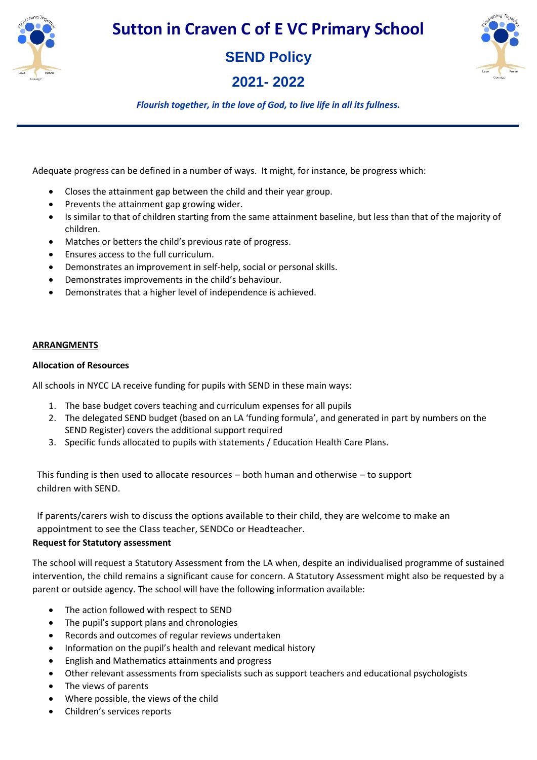Adequate progress can be defined in a number of ways. It might, for instance, be progress which:

- Closes the attainment gap between the child and their year group.
- Prevents the attainment gap growing wider.
- Is similar to that of children starting from the same attainment baseline, but less than that of the majority of children.
- Matches or betters the child's previous rate of progress.
- Ensures access to the full curriculum.
- Demonstrates an improvement in self-help, social or personal skills.
- Demonstrates improvements in the child's behaviour.
- Demonstrates that a higher level of independence is achieved.

**ARRANGMENTS**

**Allocation of Resources**

All schools in NYCC LA receive funding for pupils with SEND in these main ways:

1. The base budget covers teaching and curriculum expenses for all pupils
2. The delegated SEND budget (based on an LA 'funding formula', and generated in part by numbers on the SEND Register) covers the additional support required
3. Specific funds allocated to pupils with statements / Education Health Care Plans.

This funding is then used to allocate resources – both human and otherwise – to support children with SEND.

If parents/carers wish to discuss the options available to their child, they are welcome to make an appointment to see the Class teacher, SENDCo or Headteacher.

**Request for Statutory assessment**

The school will request a Statutory Assessment from the LA when, despite an individualised programme of sustained intervention, the child remains a significant cause for concern. A Statutory Assessment might also be requested by a parent or outside agency. The school will have the following information available:

- The action followed with respect to SEND
- The pupil's support plans and chronologies
- Records and outcomes of regular reviews undertaken
- Information on the pupil's health and relevant medical history
- English and Mathematics attainments and progress
- Other relevant assessments from specialists such as support teachers and educational psychologists
- The views of parents
- Where possible, the views of the child
- Children's services reports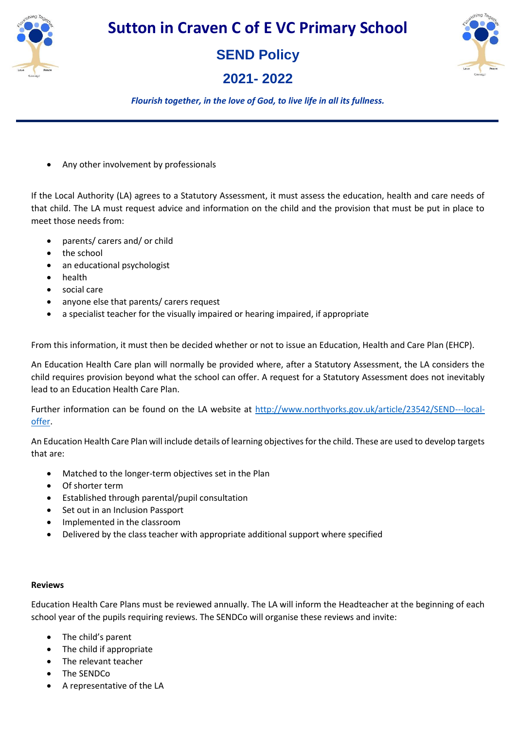- Any other involvement by professionals

If the Local Authority (LA) agrees to a Statutory Assessment, it must assess the education, health and care needs of that child. The LA must request advice and information on the child and the provision that must be put in place to meet those needs from:

- parents/ carers and/ or child
- the school
- an educational psychologist
- health
- social care
- anyone else that parents/ carers request
- a specialist teacher for the visually impaired or hearing impaired, if appropriate

From this information, it must then be decided whether or not to issue an Education, Health and Care Plan (EHCP).

An Education Health Care plan will normally be provided where, after a Statutory Assessment, the LA considers the child requires provision beyond what the school can offer. A request for a Statutory Assessment does not inevitably lead to an Education Health Care Plan.

Further information can be found on the LA website at [http://www.northyorks.gov.uk/article/23542/SEND---local-offer](http://www.northyorks.gov.uk/article/23542/SEND---local-offer).

An Education Health Care Plan will include details of learning objectives for the child. These are used to develop targets that are:

- Matched to the longer-term objectives set in the Plan
- Of shorter term
- Established through parental/pupil consultation
- Set out in an Inclusion Passport
- Implemented in the classroom
- Delivered by the class teacher with appropriate additional support where specified

**Reviews**

Education Health Care Plans must be reviewed annually. The LA will inform the Headteacher at the beginning of each school year of the pupils requiring reviews. The SENDCo will organise these reviews and invite:

- The child's parent
- The child if appropriate
- The relevant teacher
- The SENDCo
- A representative of the LA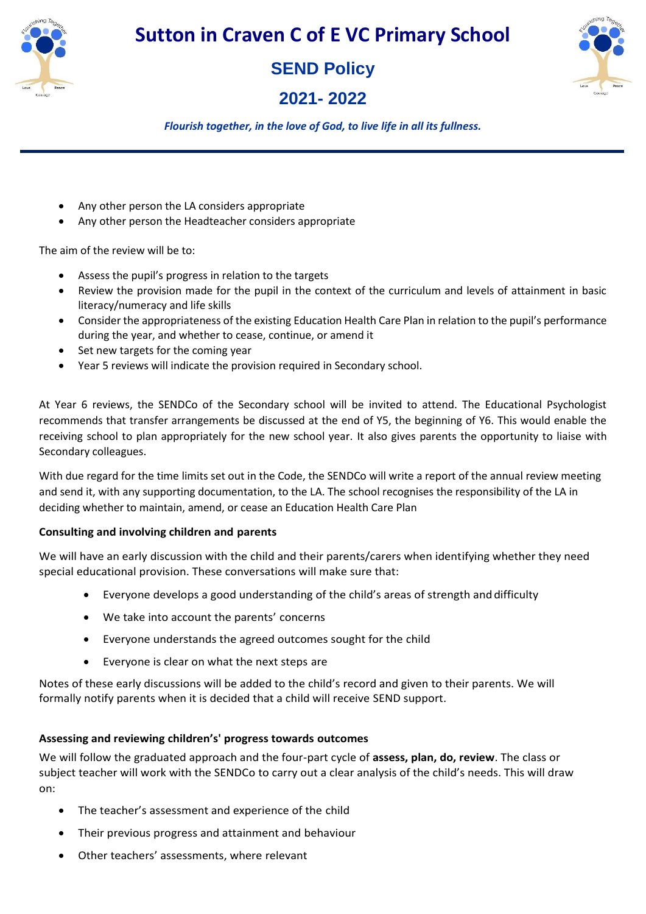- Any other person the LA considers appropriate
- Any other person the Headteacher considers appropriate

The aim of the review will be to:

- Assess the pupil's progress in relation to the targets
- Review the provision made for the pupil in the context of the curriculum and levels of attainment in basic literacy/numeracy and life skills
- Consider the appropriateness of the existing Education Health Care Plan in relation to the pupil's performance during the year, and whether to cease, continue, or amend it
- Set new targets for the coming year
- Year 5 reviews will indicate the provision required in Secondary school.

At Year 6 reviews, the SENDCo of the Secondary school will be invited to attend. The Educational Psychologist recommends that transfer arrangements be discussed at the end of Y5, the beginning of Y6. This would enable the receiving school to plan appropriately for the new school year. It also gives parents the opportunity to liaise with Secondary colleagues.

With due regard for the time limits set out in the Code, the SENDCo will write a report of the annual review meeting and send it, with any supporting documentation, to the LA. The school recognises the responsibility of the LA in deciding whether to maintain, amend, or cease an Education Health Care Plan

**Consulting and involving children and parents**

We will have an early discussion with the child and their parents/carers when identifying whether they need special educational provision. These conversations will make sure that:

- Everyone develops a good understanding of the child's areas of strength and difficulty
- We take into account the parents' concerns
- Everyone understands the agreed outcomes sought for the child
- Everyone is clear on what the next steps are

Notes of these early discussions will be added to the child's record and given to their parents. We will formally notify parents when it is decided that a child will receive SEND support.

**Assessing and reviewing childrens's' progress towards outcomes**

We will follow the graduated approach and the four-part cycle of **assess, plan, do, review**. The class or subject teacher will work with the SENDCo to carry out a clear analysis of the child's needs. This will draw on:

- The teacher's assessment and experience of the child
- Their previous progress and attainment and behaviour
- Other teachers' assessments, where relevant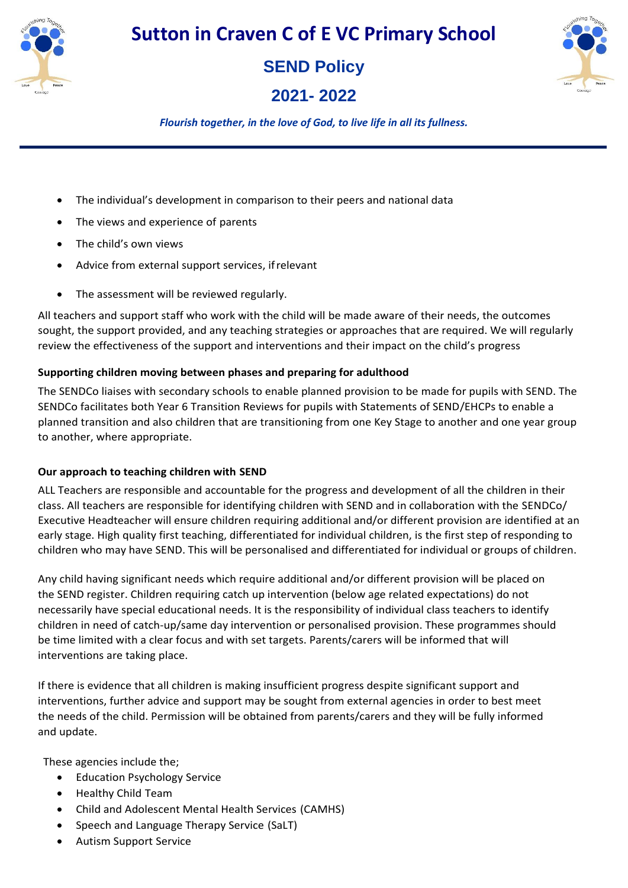- The individual's development in comparison to their peers and national data
- The views and experience of parents
- The child's own views
- Advice from external support services, if relevant
- The assessment will be reviewed regularly.

All teachers and support staff who work with the child will be made aware of their needs, the outcomes sought, the support provided, and any teaching strategies or approaches that are required. We will regularly review the effectiveness of the support and interventions and their impact on the child's progress

**Supporting children moving between phases and preparing for adulthood**

The SENDCo liaises with secondary schools to enable planned provision to be made for pupils with SEND. The SENDCo facilitates both Year 6 Transition Reviews for pupils with Statements of SEND/EHCPs to enable a planned transition and also children that are transitioning from one Key Stage to another and one year group to another, where appropriate.

**Our approach to teaching children with SEND**

ALL Teachers are responsible and accountable for the progress and development of all the children in their class. All teachers are responsible for identifying children with SEND and in collaboration with the SENDCo/ Executive Headteacher will ensure children requiring additional and/or different provision are identified at an early stage. High quality first teaching, differentiated for individual children, is the first step of responding to children who may have SEND. This will be personalised and differentiated for individual or groups of children.

Any child having significant needs which require additional and/or different provision will be placed on the SEND register. Children requiring catch up intervention (below age related expectations) do not necessarily have special educational needs. It is the responsibility of individual class teachers to identify children in need of catch-up/same day intervention or personalised provision. These programmes should be time limited with a clear focus and with set targets. Parents/carers will be informed that will interventions are taking place.

If there is evidence that all children is making insufficient progress despite significant support and interventions, further advice and support may be sought from external agencies in order to best meet the needs of the child. Permission will be obtained from parents/carers and they will be fully informed and update.

These agencies include the;

- Education Psychology Service
- Healthy Child Team
- Child and Adolescent Mental Health Services (CAMHS)
- Speech and Language Therapy Service (SaLT)
- Autism Support Service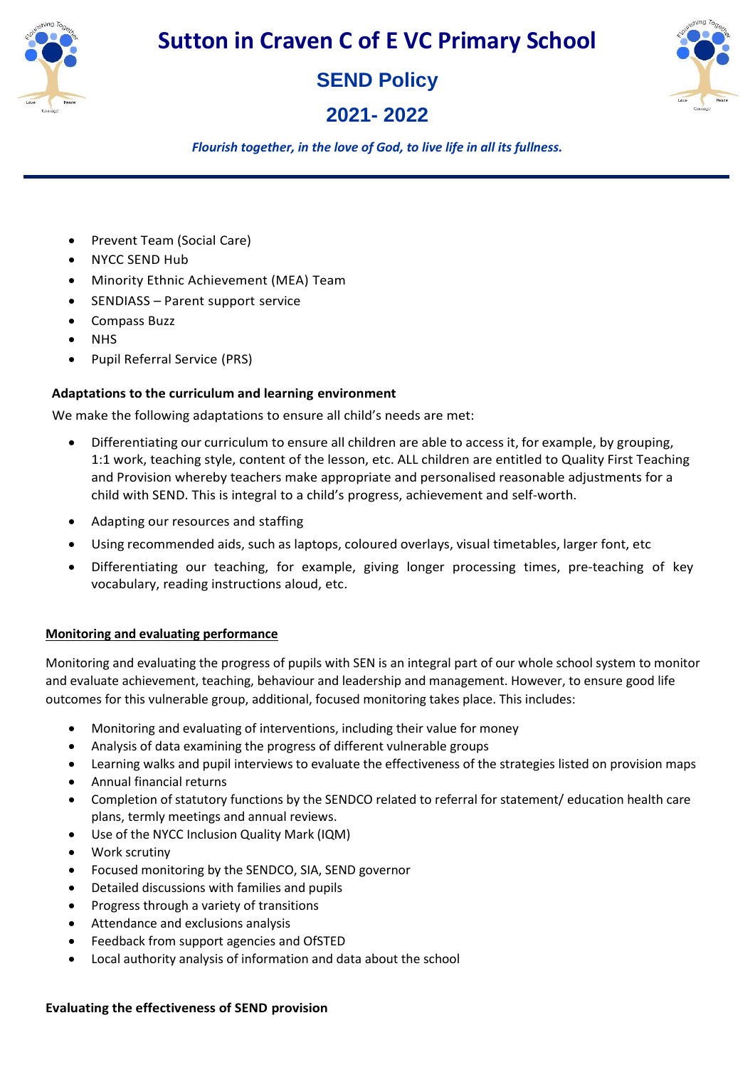- Prevent Team (Social Care)
- NYCC SEND Hub
- Minority Ethnic Achievement (MEA) Team
- SENDIASS – Parent support service
- Compass Buzz
- NHS
- Pupil Referral Service (PRS)

**Adaptations to the curriculum and learning environment**

We make the following adaptations to ensure all child's needs are met:

- Differentiating our curriculum to ensure all children are able to access it, for example, by grouping, 1:1 work, teaching style, content of the lesson, etc. ALL children are entitled to Quality First Teaching and Provision whereby teachers make appropriate and personalised reasonable adjustments for a child with SEND. This is integral to a child's progress, achievement and self-worth.
- Adapting our resources and staffing
- Using recommended aids, such as laptops, coloured overlays, visual timetables, larger font, etc
- Differentiating our teaching, for example, giving longer processing times, pre-teaching of key vocabulary, reading instructions aloud, etc.

**Monitoring and evaluating performance**

Monitoring and evaluating the progress of pupils with SEN is an integral part of our whole school system to monitor and evaluate achievement, teaching, behaviour and leadership and management. However, to ensure good life outcomes for this vulnerable group, additional, focused monitoring takes place. This includes:

- Monitoring and evaluating of interventions, including their value for money
- Analysis of data examining the progress of different vulnerable groups
- Learning walks and pupil interviews to evaluate the effectiveness of the strategies listed on provision maps
- Annual financial returns
- Completion of statutory functions by the SENDCO related to referral for statement/ education health care plans, termly meetings and annual reviews.
- Use of the NYCC Inclusion Quality Mark (IQM)
- Work scrutiny
- Focused monitoring by the SENDCO, SIA, SEND governor
- Detailed discussions with families and pupils
- Progress through a variety of transitions
- Attendance and exclusions analysis
- Feedback from support agencies and OfSTED
- Local authority analysis of information and data about the school

**Evaluating the effectiveness of SEND provision**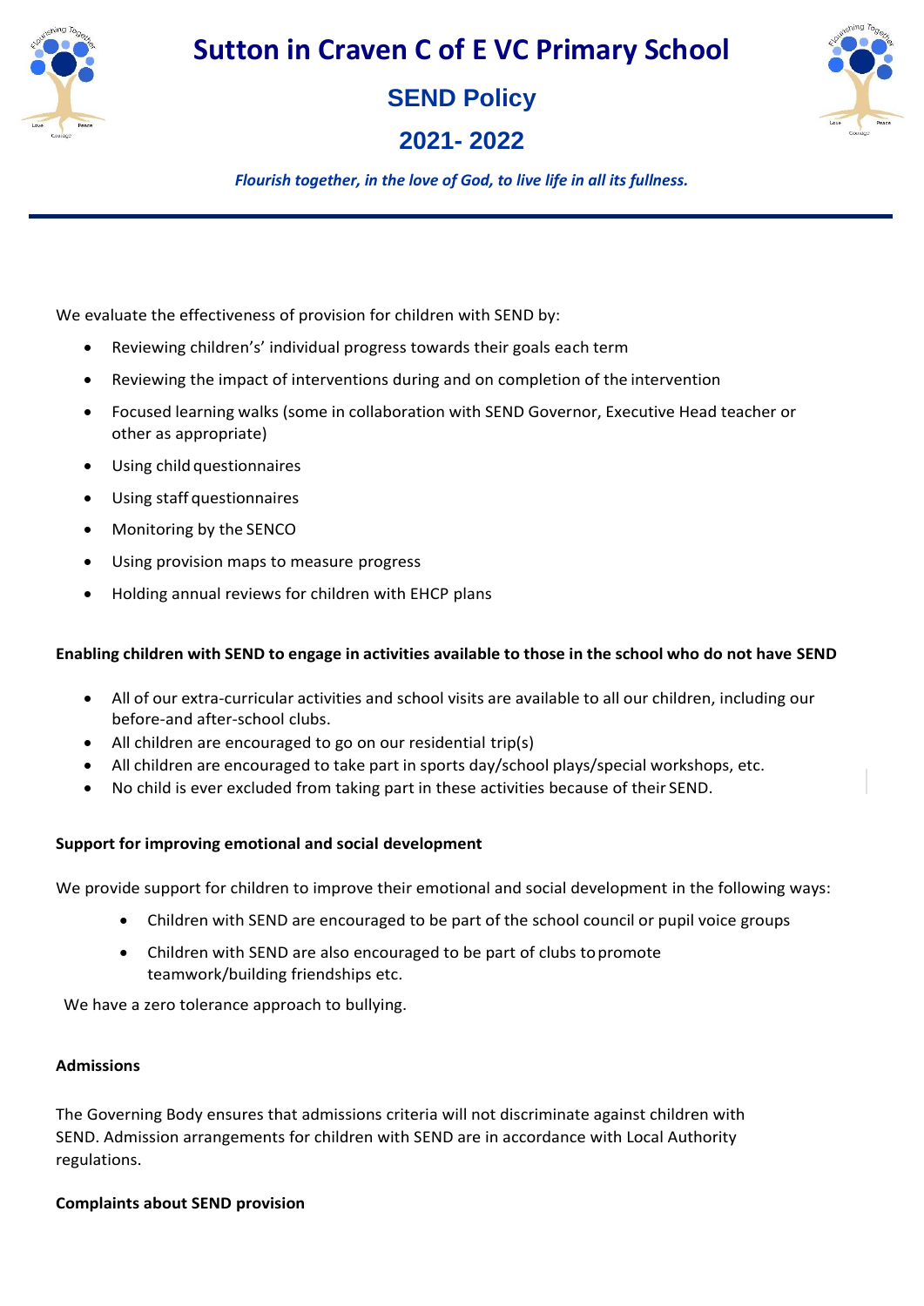We evaluate the effectiveness of provision for children with SEND by:

- Reviewing children's' individual progress towards their goals each term
- Reviewing the impact of interventions during and on completion of the intervention
- Focused learning walks (some in collaboration with SEND Governor, Executive Head teacher or other as appropriate)
- Using child questionnaires
- Using staff questionnaires
- Monitoring by the SENCO
- Using provision maps to measure progress
- Holding annual reviews for children with EHCP plans

**Enabling children with SEND to engage in activities available to those in the school who do not have SEND**

- All of our extra-curricular activities and school visits are available to all our children, including our before-and after-school clubs.
- All children are encouraged to go on our residential trip(s)
- All children are encouraged to take part in sports day/school plays/special workshops, etc.
- No child is ever excluded from taking part in these activities because of their SEND.

**Support for improving emotional and social development**

We provide support for children to improve their emotional and social development in the following ways:

- Children with SEND are encouraged to be part of the school council or pupil voice groups
- Children with SEND are also encouraged to be part of clubs to promote teamwork/building friendships etc.

We have a zero tolerance approach to bullying.

**Admissions**

The Governing Body ensures that admissions criteria will not discriminate against children with SEND. Admission arrangements for children with SEND are in accordance with Local Authority regulations.

**Complaints about SEND provision**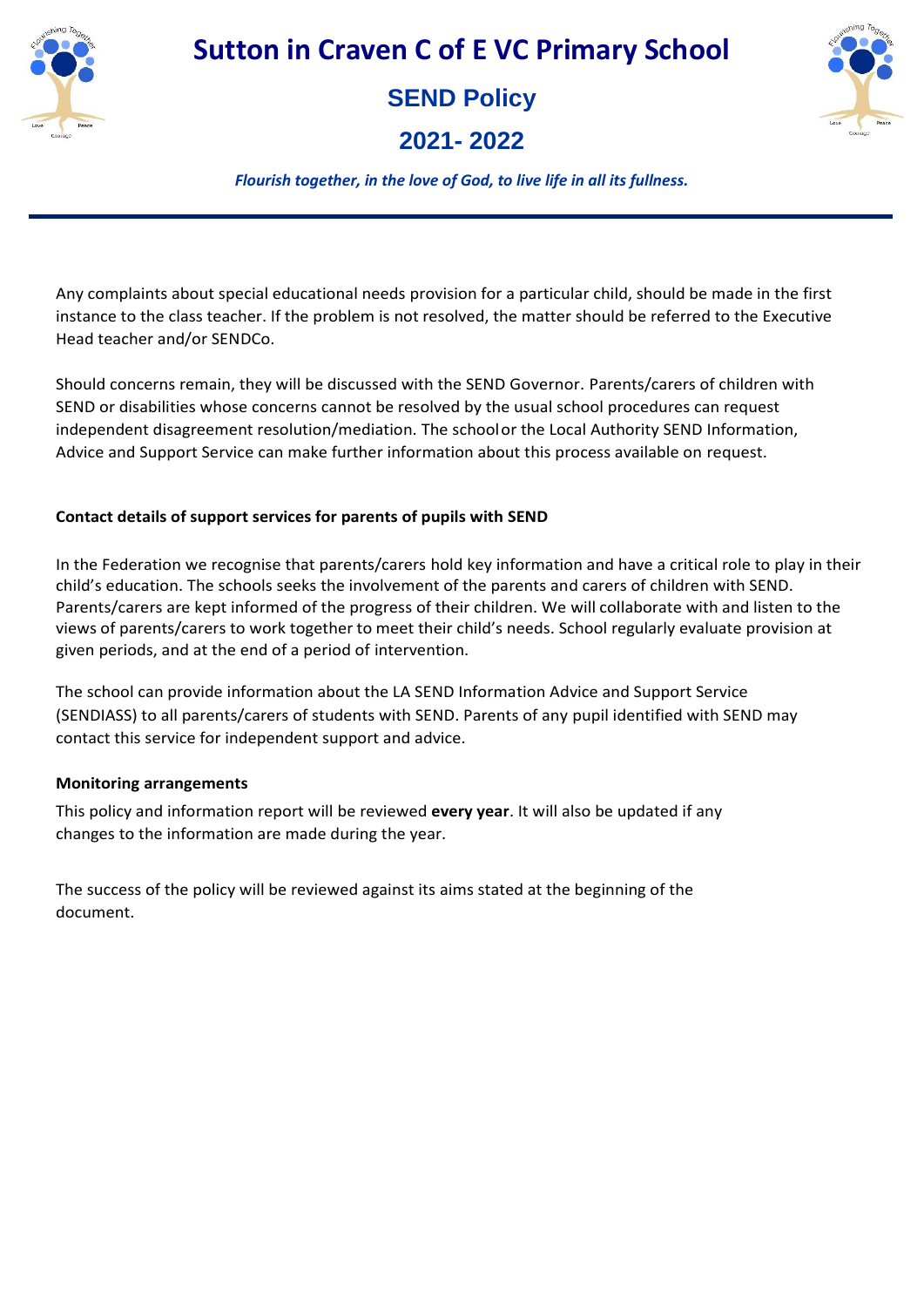Any complaints about special educational needs provision for a particular child, should be made in the first instance to the class teacher. If the problem is not resolved, the matter should be referred to the Executive Head teacher and/or SENDCo.

Should concerns remain, they will be discussed with the SEND Governor. Parents/carers of children with SEND or disabilities whose concerns cannot be resolved by the usual school procedures can request independent disagreement resolution/mediation. The school or the Local Authority SEND Information, Advice and Support Service can make further information about this process available on request.

**Contact details of support services for parents of pupils with SEND**

In the Federation we recognise that parents/carers hold key information and have a critical role to play in their child's education. The schools seeks the involvement of the parents and carers of children with SEND. Parents/carers are kept informed of the progress of their children. We will collaborate with and listen to the views of parents/carers to work together to meet their child's needs. School regularly evaluate provision at given periods, and at the end of a period of intervention.

The school can provide information about the LA SEND Information Advice and Support Service (SENDIASS) to all parents/carers of students with SEND. Parents of any pupil identified with SEND may contact this service for independent support and advice.

**Monitoring arrangements**

This policy and information report will be reviewed **every year**. It will also be updated if any changes to the information are made during the year.

The success of the policy will be reviewed against its aims stated at the beginning of the document.